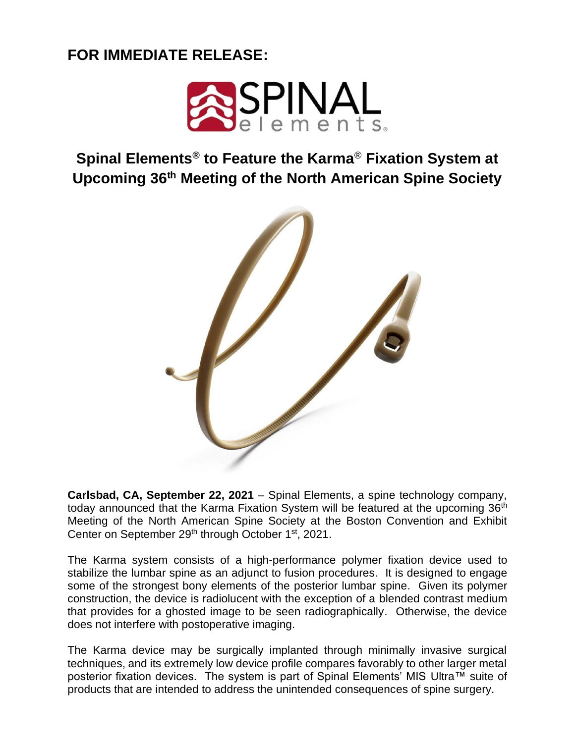**FOR IMMEDIATE RELEASE:**

# Spinal Elements® to Feature the Karma® Fixation System at Upcoming 36th Meeting of the North American Spine Society

**Carlsbad, CA, September 22, 2021** – Spinal Elements, a spine technology company, today announced that the Karma Fixation System will be featured at the upcoming 36th Meeting of the North American Spine Society at the Boston Convention and Exhibit Center on September 29th through October 1st, 2021.

The Karma system consists of a high-performance polymer fixation device used to stabilize the lumbar spine as an adjunct to fusion procedures. It is designed to engage some of the strongest bony elements of the posterior lumbar spine. Given its polymer construction, the device is radiolucent with the exception of a blended contrast medium that provides for a ghosted image to be seen radiographically. Otherwise, the device does not interfere with postoperative imaging.

The Karma device may be surgically implanted through minimally invasive surgical techniques, and its extremely low device profile compares favorably to other larger metal posterior fixation devices. The system is part of Spinal Elements' MIS Ultra™ suite of products that are intended to address the unintended consequences of spine surgery.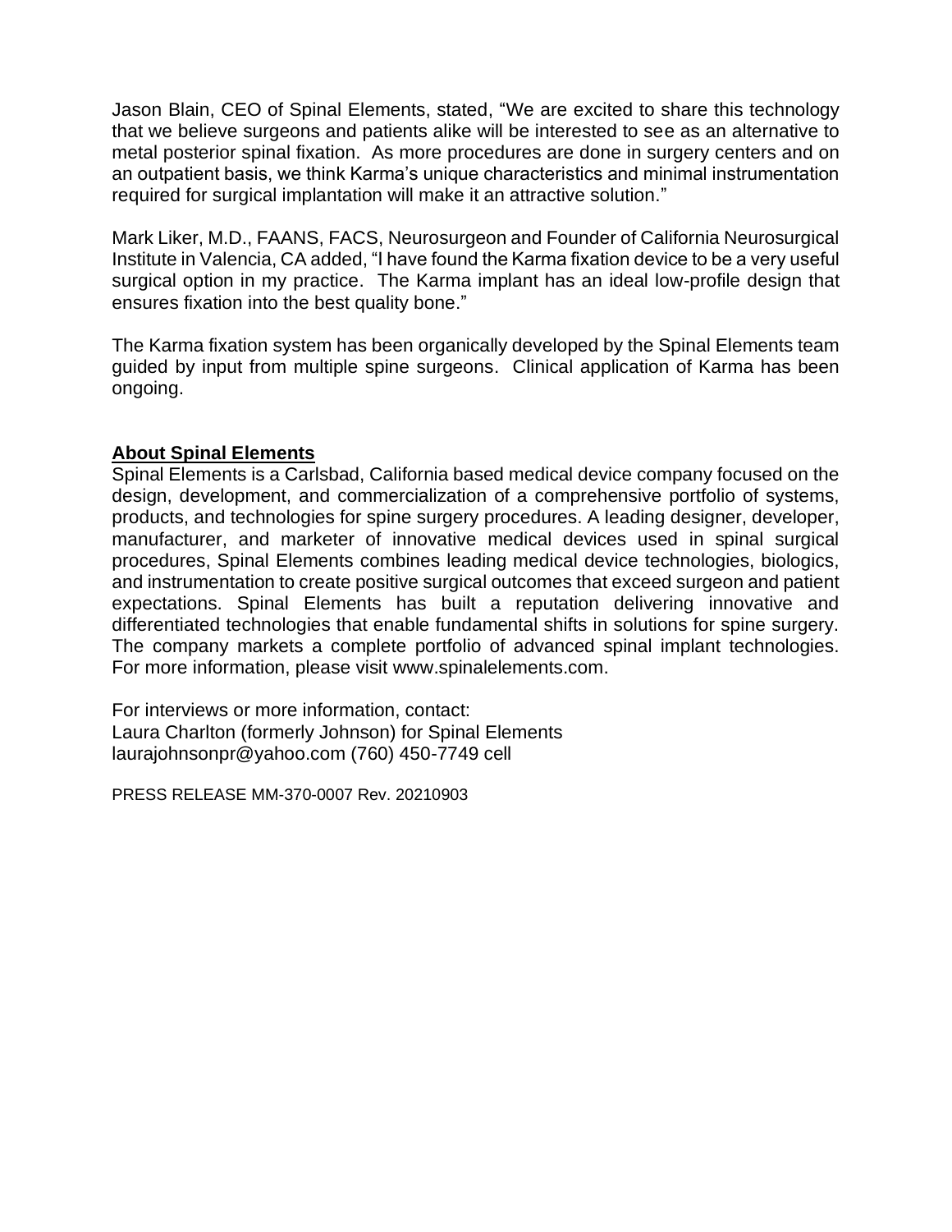Jason Blain, CEO of Spinal Elements, stated, "We are excited to share this technology that we believe surgeons and patients alike will be interested to see as an alternative to metal posterior spinal fixation. As more procedures are done in surgery centers and on an outpatient basis, we think Karma's unique characteristics and minimal instrumentation required for surgical implantation will make it an attractive solution."

Mark Liker, M.D., FAANS, FACS, Neurosurgeon and Founder of California Neurosurgical Institute in Valencia, CA added, "I have found the Karma fixation device to be a very useful surgical option in my practice. The Karma implant has an ideal low-profile design that ensures fixation into the best quality bone."

The Karma fixation system has been organically developed by the Spinal Elements team guided by input from multiple spine surgeons. Clinical application of Karma has been ongoing.

**<u>About Spinal Elements</u>**

Spinal Elements is a Carlsbad, California based medical device company focused on the design, development, and commercialization of a comprehensive portfolio of systems, products, and technologies for spine surgery procedures. A leading designer, developer, manufacturer, and marketer of innovative medical devices used in spinal surgical procedures, Spinal Elements combines leading medical device technologies, biologics, and instrumentation to create positive surgical outcomes that exceed surgeon and patient expectations. Spinal Elements has built a reputation delivering innovative and differentiated technologies that enable fundamental shifts in solutions for spine surgery. The company markets a complete portfolio of advanced spinal implant technologies. For more information, please visit www.spinalelements.com.

For interviews or more information, contact:
Laura Charlton (formerly Johnson) for Spinal Elements
laurajohnsonpr@yahoo.com (760) 450-7749 cell

PRESS RELEASE MM-370-0007 Rev. 20210903